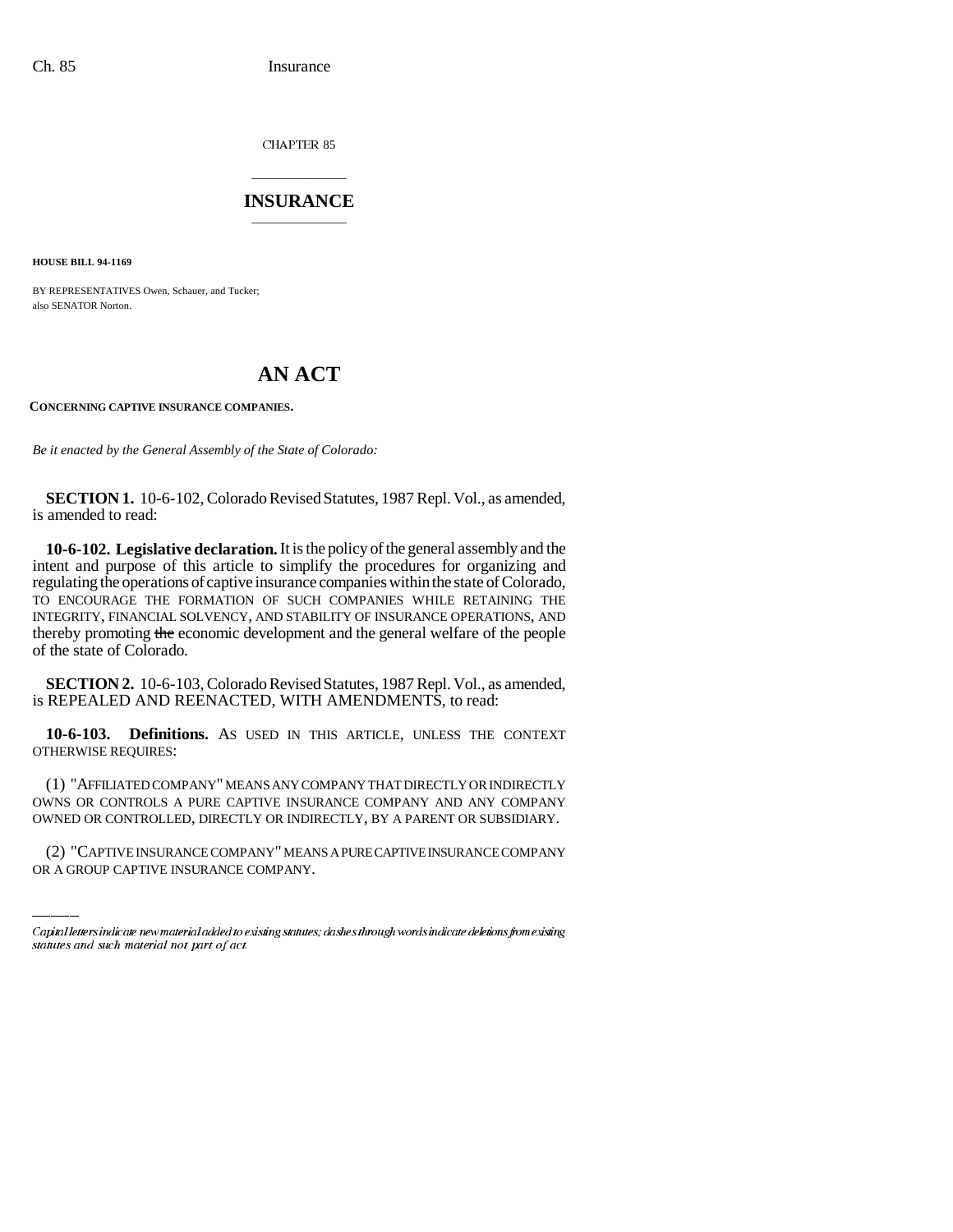CHAPTER 85

# INSURANCE

**HOUSE BILL 94-1169**

BY REPRESENTATIVES Owen, Schauer, and Tucker;
also SENATOR Norton.

# AN ACT

**CONCERNING CAPTIVE INSURANCE COMPANIES.**

*Be it enacted by the General Assembly of the State of Colorado:*

**SECTION 1.** 10-6-102, Colorado Revised Statutes, 1987 Repl. Vol., as amended, is amended to read:

**10-6-102. Legislative declaration.** It is the policy of the general assembly and the intent and purpose of this article to simplify the procedures for organizing and regulating the operations of captive insurance companies within the state of Colorado, TO ENCOURAGE THE FORMATION OF SUCH COMPANIES WHILE RETAINING THE INTEGRITY, FINANCIAL SOLVENCY, AND STABILITY OF INSURANCE OPERATIONS, AND thereby promoting ~~the~~ economic development and the general welfare of the people of the state of Colorado.

**SECTION 2.** 10-6-103, Colorado Revised Statutes, 1987 Repl. Vol., as amended, is REPEALED AND REENACTED, WITH AMENDMENTS, to read:

**10-6-103. Definitions.** AS USED IN THIS ARTICLE, UNLESS THE CONTEXT OTHERWISE REQUIRES:

(1) "AFFILIATED COMPANY" MEANS ANY COMPANY THAT DIRECTLY OR INDIRECTLY OWNS OR CONTROLS A PURE CAPTIVE INSURANCE COMPANY AND ANY COMPANY OWNED OR CONTROLLED, DIRECTLY OR INDIRECTLY, BY A PARENT OR SUBSIDIARY.

(2) "CAPTIVE INSURANCE COMPANY" MEANS A PURE CAPTIVE INSURANCE COMPANY OR A GROUP CAPTIVE INSURANCE COMPANY.

Capital letters indicate new material added to existing statutes; dashes through words indicate deletions from existing statutes and such material not part of act.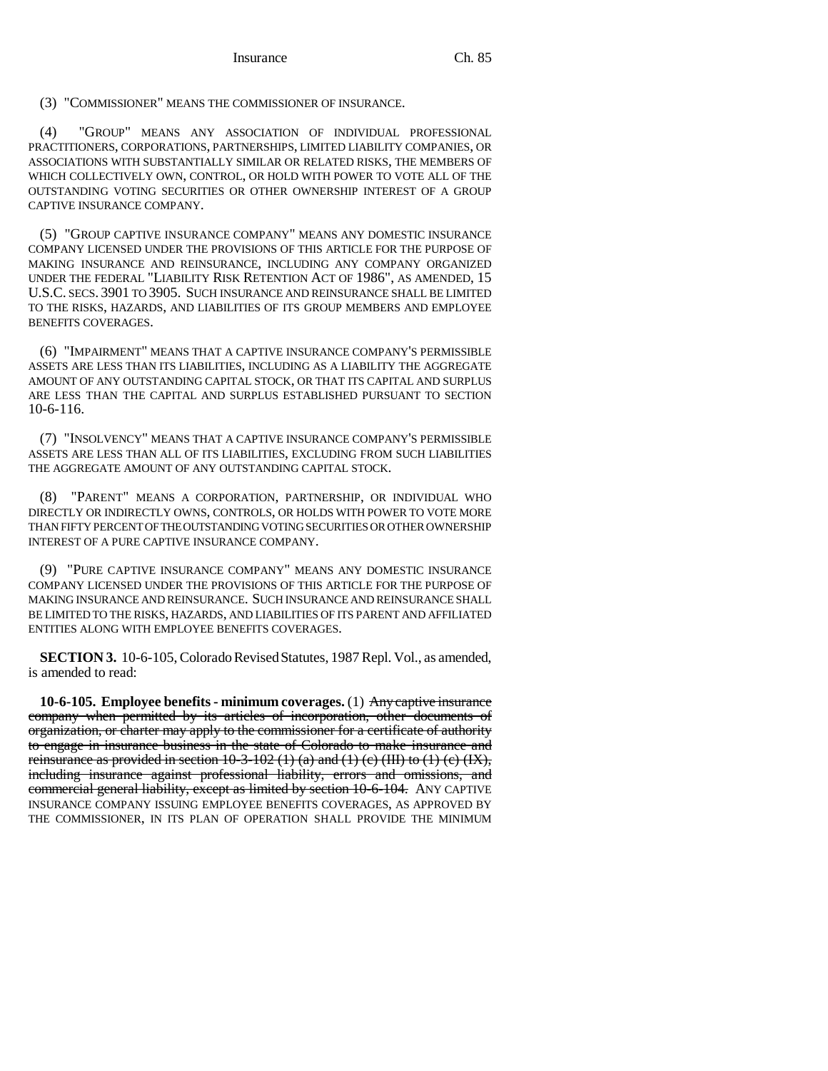(3) "COMMISSIONER" MEANS THE COMMISSIONER OF INSURANCE.

(4) "GROUP" MEANS ANY ASSOCIATION OF INDIVIDUAL PROFESSIONAL PRACTITIONERS, CORPORATIONS, PARTNERSHIPS, LIMITED LIABILITY COMPANIES, OR ASSOCIATIONS WITH SUBSTANTIALLY SIMILAR OR RELATED RISKS, THE MEMBERS OF WHICH COLLECTIVELY OWN, CONTROL, OR HOLD WITH POWER TO VOTE ALL OF THE OUTSTANDING VOTING SECURITIES OR OTHER OWNERSHIP INTEREST OF A GROUP CAPTIVE INSURANCE COMPANY.

(5) "GROUP CAPTIVE INSURANCE COMPANY" MEANS ANY DOMESTIC INSURANCE COMPANY LICENSED UNDER THE PROVISIONS OF THIS ARTICLE FOR THE PURPOSE OF MAKING INSURANCE AND REINSURANCE, INCLUDING ANY COMPANY ORGANIZED UNDER THE FEDERAL "LIABILITY RISK RETENTION ACT OF 1986", AS AMENDED, 15 U.S.C. SECS. 3901 TO 3905. SUCH INSURANCE AND REINSURANCE SHALL BE LIMITED TO THE RISKS, HAZARDS, AND LIABILITIES OF ITS GROUP MEMBERS AND EMPLOYEE BENEFITS COVERAGES.

(6) "IMPAIRMENT" MEANS THAT A CAPTIVE INSURANCE COMPANY'S PERMISSIBLE ASSETS ARE LESS THAN ITS LIABILITIES, INCLUDING AS A LIABILITY THE AGGREGATE AMOUNT OF ANY OUTSTANDING CAPITAL STOCK, OR THAT ITS CAPITAL AND SURPLUS ARE LESS THAN THE CAPITAL AND SURPLUS ESTABLISHED PURSUANT TO SECTION 10-6-116.

(7) "INSOLVENCY" MEANS THAT A CAPTIVE INSURANCE COMPANY'S PERMISSIBLE ASSETS ARE LESS THAN ALL OF ITS LIABILITIES, EXCLUDING FROM SUCH LIABILITIES THE AGGREGATE AMOUNT OF ANY OUTSTANDING CAPITAL STOCK.

(8) "PARENT" MEANS A CORPORATION, PARTNERSHIP, OR INDIVIDUAL WHO DIRECTLY OR INDIRECTLY OWNS, CONTROLS, OR HOLDS WITH POWER TO VOTE MORE THAN FIFTY PERCENT OF THE OUTSTANDING VOTING SECURITIES OR OTHER OWNERSHIP INTEREST OF A PURE CAPTIVE INSURANCE COMPANY.

(9) "PURE CAPTIVE INSURANCE COMPANY" MEANS ANY DOMESTIC INSURANCE COMPANY LICENSED UNDER THE PROVISIONS OF THIS ARTICLE FOR THE PURPOSE OF MAKING INSURANCE AND REINSURANCE. SUCH INSURANCE AND REINSURANCE SHALL BE LIMITED TO THE RISKS, HAZARDS, AND LIABILITIES OF ITS PARENT AND AFFILIATED ENTITIES ALONG WITH EMPLOYEE BENEFITS COVERAGES.

**SECTION 3.** 10-6-105, Colorado Revised Statutes, 1987 Repl. Vol., as amended, is amended to read:

**10-6-105. Employee benefits - minimum coverages.** (1) ~~Any captive insurance company when permitted by its articles of incorporation, other documents of organization, or charter may apply to the commissioner for a certificate of authority to engage in insurance business in the state of Colorado to make insurance and reinsurance as provided in section 10-3-102 (1) (a) and (1) (c) (III) to (1) (c) (IX), including insurance against professional liability, errors and omissions, and commercial general liability, except as limited by section 10-6-104.~~ ANY CAPTIVE INSURANCE COMPANY ISSUING EMPLOYEE BENEFITS COVERAGES, AS APPROVED BY THE COMMISSIONER, IN ITS PLAN OF OPERATION SHALL PROVIDE THE MINIMUM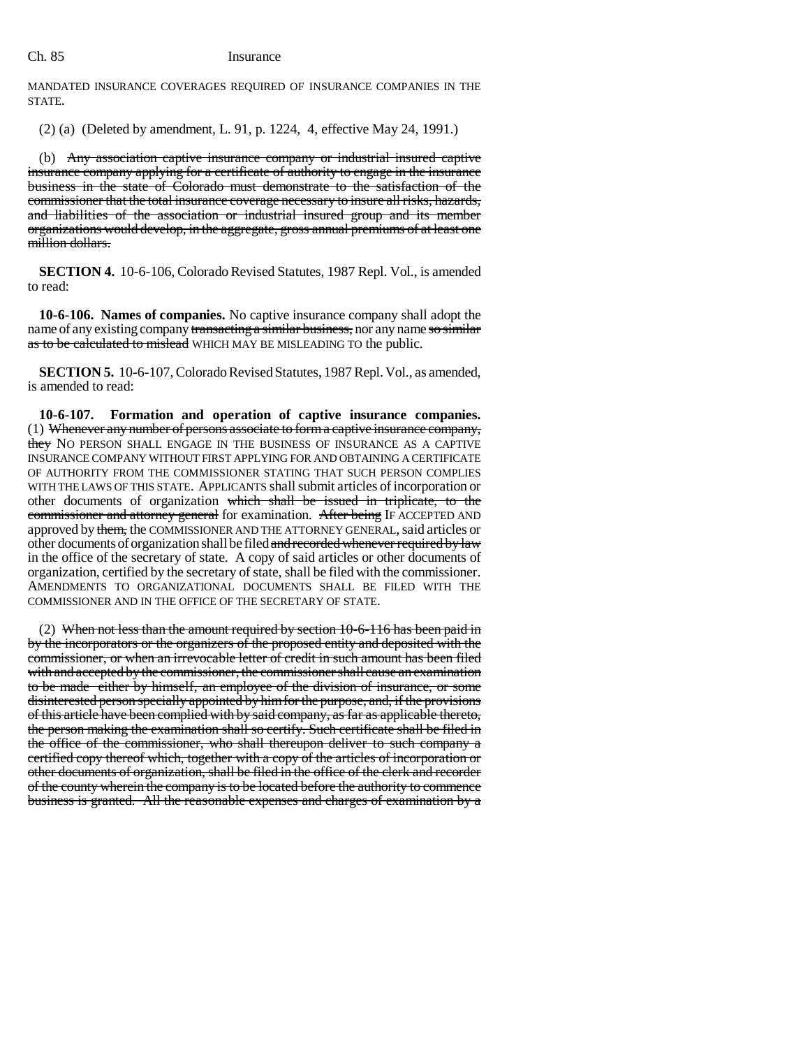MANDATED INSURANCE COVERAGES REQUIRED OF INSURANCE COMPANIES IN THE STATE.

(2) (a) (Deleted by amendment, L. 91, p. 1224, 4, effective May 24, 1991.)

(b) ~~Any association captive insurance company or industrial insured captive insurance company applying for a certificate of authority to engage in the insurance business in the state of Colorado must demonstrate to the satisfaction of the commissioner that the total insurance coverage necessary to insure all risks, hazards, and liabilities of the association or industrial insured group and its member organizations would develop, in the aggregate, gross annual premiums of at least one million dollars.~~

**SECTION 4.** 10-6-106, Colorado Revised Statutes, 1987 Repl. Vol., is amended to read:

**10-6-106. Names of companies.** No captive insurance company shall adopt the name of any existing company ~~transacting a similar business,~~ nor any name ~~so similar as to be calculated to mislead~~ WHICH MAY BE MISLEADING TO the public.

**SECTION 5.** 10-6-107, Colorado Revised Statutes, 1987 Repl. Vol., as amended, is amended to read:

**10-6-107. Formation and operation of captive insurance companies.** (1) ~~Whenever any number of persons associate to form a captive insurance company, they~~ NO PERSON SHALL ENGAGE IN THE BUSINESS OF INSURANCE AS A CAPTIVE INSURANCE COMPANY WITHOUT FIRST APPLYING FOR AND OBTAINING A CERTIFICATE OF AUTHORITY FROM THE COMMISSIONER STATING THAT SUCH PERSON COMPLIES WITH THE LAWS OF THIS STATE. APPLICANTS shall submit articles of incorporation or other documents of organization ~~which shall be issued in triplicate, to the commissioner and attorney general~~ for examination. ~~After being~~ IF ACCEPTED AND approved by ~~them,~~ the COMMISSIONER AND THE ATTORNEY GENERAL, said articles or other documents of organization shall be filed ~~and recorded whenever required by law~~ in the office of the secretary of state. A copy of said articles or other documents of organization, certified by the secretary of state, shall be filed with the commissioner. AMENDMENTS TO ORGANIZATIONAL DOCUMENTS SHALL BE FILED WITH THE COMMISSIONER AND IN THE OFFICE OF THE SECRETARY OF STATE.

(2) ~~When not less than the amount required by section 10-6-116 has been paid in by the incorporators or the organizers of the proposed entity and deposited with the commissioner, or when an irrevocable letter of credit in such amount has been filed with and accepted by the commissioner, the commissioner shall cause an examination to be made either by himself, an employee of the division of insurance, or some disinterested person specially appointed by him for the purpose, and, if the provisions of this article have been complied with by said company, as far as applicable thereto, the person making the examination shall so certify. Such certificate shall be filed in the office of the commissioner, who shall thereupon deliver to such company a certified copy thereof which, together with a copy of the articles of incorporation or other documents of organization, shall be filed in the office of the clerk and recorder of the county wherein the company is to be located before the authority to commence business is granted. All the reasonable expenses and charges of examination by a~~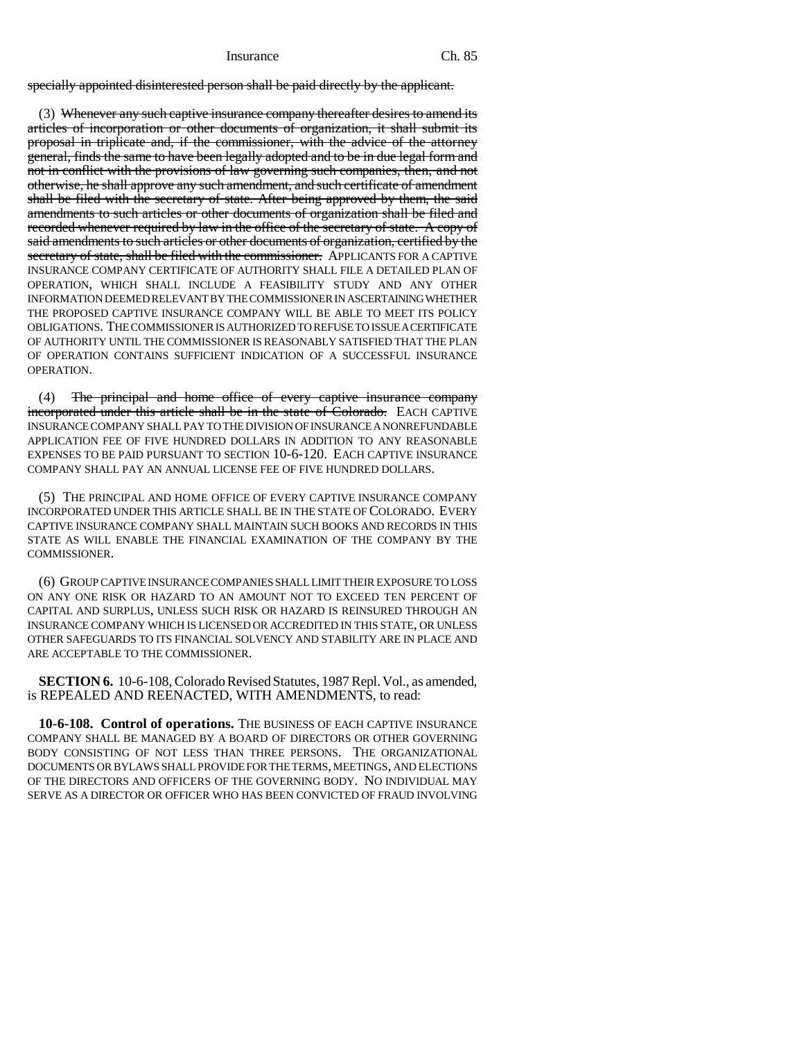specially appointed disinterested person shall be paid directly by the applicant.

(3) ~~Whenever any such captive insurance company thereafter desires to amend its articles of incorporation or other documents of organization, it shall submit its proposal in triplicate and, if the commissioner, with the advice of the attorney general, finds the same to have been legally adopted and to be in due legal form and not in conflict with the provisions of law governing such companies, then, and not otherwise, he shall approve any such amendment, and such certificate of amendment shall be filed with the secretary of state. After being approved by them, the said amendments to such articles or other documents of organization shall be filed and recorded whenever required by law in the office of the secretary of state. A copy of said amendments to such articles or other documents of organization, certified by the secretary of state, shall be filed with the commissioner.~~ APPLICANTS FOR A CAPTIVE INSURANCE COMPANY CERTIFICATE OF AUTHORITY SHALL FILE A DETAILED PLAN OF OPERATION, WHICH SHALL INCLUDE A FEASIBILITY STUDY AND ANY OTHER INFORMATION DEEMED RELEVANT BY THE COMMISSIONER IN ASCERTAINING WHETHER THE PROPOSED CAPTIVE INSURANCE COMPANY WILL BE ABLE TO MEET ITS POLICY OBLIGATIONS. THE COMMISSIONER IS AUTHORIZED TO REFUSE TO ISSUE A CERTIFICATE OF AUTHORITY UNTIL THE COMMISSIONER IS REASONABLY SATISFIED THAT THE PLAN OF OPERATION CONTAINS SUFFICIENT INDICATION OF A SUCCESSFUL INSURANCE OPERATION.

(4) ~~The principal and home office of every captive insurance company incorporated under this article shall be in the state of Colorado.~~ EACH CAPTIVE INSURANCE COMPANY SHALL PAY TO THE DIVISION OF INSURANCE A NONREFUNDABLE APPLICATION FEE OF FIVE HUNDRED DOLLARS IN ADDITION TO ANY REASONABLE EXPENSES TO BE PAID PURSUANT TO SECTION 10-6-120. EACH CAPTIVE INSURANCE COMPANY SHALL PAY AN ANNUAL LICENSE FEE OF FIVE HUNDRED DOLLARS.

(5) THE PRINCIPAL AND HOME OFFICE OF EVERY CAPTIVE INSURANCE COMPANY INCORPORATED UNDER THIS ARTICLE SHALL BE IN THE STATE OF COLORADO. EVERY CAPTIVE INSURANCE COMPANY SHALL MAINTAIN SUCH BOOKS AND RECORDS IN THIS STATE AS WILL ENABLE THE FINANCIAL EXAMINATION OF THE COMPANY BY THE COMMISSIONER.

(6) GROUP CAPTIVE INSURANCE COMPANIES SHALL LIMIT THEIR EXPOSURE TO LOSS ON ANY ONE RISK OR HAZARD TO AN AMOUNT NOT TO EXCEED TEN PERCENT OF CAPITAL AND SURPLUS, UNLESS SUCH RISK OR HAZARD IS REINSURED THROUGH AN INSURANCE COMPANY WHICH IS LICENSED OR ACCREDITED IN THIS STATE, OR UNLESS OTHER SAFEGUARDS TO ITS FINANCIAL SOLVENCY AND STABILITY ARE IN PLACE AND ARE ACCEPTABLE TO THE COMMISSIONER.

**SECTION 6.** 10-6-108, Colorado Revised Statutes, 1987 Repl. Vol., as amended, is REPEALED AND REENACTED, WITH AMENDMENTS, to read:

**10-6-108. Control of operations.** THE BUSINESS OF EACH CAPTIVE INSURANCE COMPANY SHALL BE MANAGED BY A BOARD OF DIRECTORS OR OTHER GOVERNING BODY CONSISTING OF NOT LESS THAN THREE PERSONS. THE ORGANIZATIONAL DOCUMENTS OR BYLAWS SHALL PROVIDE FOR THE TERMS, MEETINGS, AND ELECTIONS OF THE DIRECTORS AND OFFICERS OF THE GOVERNING BODY. NO INDIVIDUAL MAY SERVE AS A DIRECTOR OR OFFICER WHO HAS BEEN CONVICTED OF FRAUD INVOLVING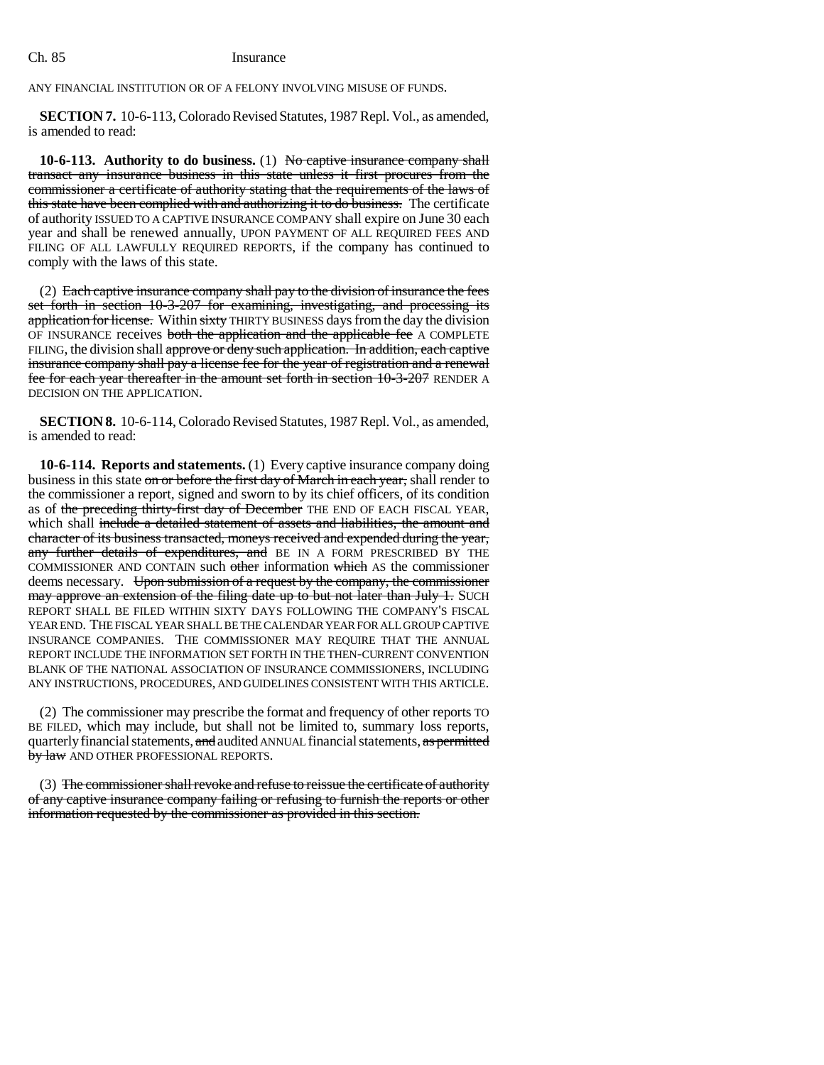ANY FINANCIAL INSTITUTION OR OF A FELONY INVOLVING MISUSE OF FUNDS.

**SECTION 7.** 10-6-113, Colorado Revised Statutes, 1987 Repl. Vol., as amended, is amended to read:

**10-6-113. Authority to do business.** (1) ~~No captive insurance company shall transact any insurance business in this state unless it first procures from the commissioner a certificate of authority stating that the requirements of the laws of this state have been complied with and authorizing it to do business.~~ The certificate of authority ISSUED TO A CAPTIVE INSURANCE COMPANY shall expire on June 30 each year and shall be renewed annually, UPON PAYMENT OF ALL REQUIRED FEES AND FILING OF ALL LAWFULLY REQUIRED REPORTS, if the company has continued to comply with the laws of this state.

(2) ~~Each captive insurance company shall pay to the division of insurance the fees set forth in section 10-3-207 for examining, investigating, and processing its application for license.~~ Within ~~sixty~~ THIRTY BUSINESS days from the day the division OF INSURANCE receives ~~both the application and the applicable fee~~ A COMPLETE FILING, the division shall ~~approve or deny such application. In addition, each captive insurance company shall pay a license fee for the year of registration and a renewal fee for each year thereafter in the amount set forth in section 10-3-207~~ RENDER A DECISION ON THE APPLICATION.

**SECTION 8.** 10-6-114, Colorado Revised Statutes, 1987 Repl. Vol., as amended, is amended to read:

**10-6-114. Reports and statements.** (1) Every captive insurance company doing business in this state ~~on or before the first day of March in each year,~~ shall render to the commissioner a report, signed and sworn to by its chief officers, of its condition as of ~~the preceding thirty-first day of December~~ THE END OF EACH FISCAL YEAR, which shall ~~include a detailed statement of assets and liabilities, the amount and character of its business transacted, moneys received and expended during the year, any further details of expenditures, and~~ BE IN A FORM PRESCRIBED BY THE COMMISSIONER AND CONTAIN such ~~other~~ information ~~which~~ AS the commissioner deems necessary. ~~Upon submission of a request by the company, the commissioner may approve an extension of the filing date up to but not later than July 1.~~ SUCH REPORT SHALL BE FILED WITHIN SIXTY DAYS FOLLOWING THE COMPANY'S FISCAL YEAR END. THE FISCAL YEAR SHALL BE THE CALENDAR YEAR FOR ALL GROUP CAPTIVE INSURANCE COMPANIES. THE COMMISSIONER MAY REQUIRE THAT THE ANNUAL REPORT INCLUDE THE INFORMATION SET FORTH IN THE THEN-CURRENT CONVENTION BLANK OF THE NATIONAL ASSOCIATION OF INSURANCE COMMISSIONERS, INCLUDING ANY INSTRUCTIONS, PROCEDURES, AND GUIDELINES CONSISTENT WITH THIS ARTICLE.

(2) The commissioner may prescribe the format and frequency of other reports TO BE FILED, which may include, but shall not be limited to, summary loss reports, quarterly financial statements, ~~and~~ audited ANNUAL financial statements, ~~as permitted by law~~ AND OTHER PROFESSIONAL REPORTS.

(3) ~~The commissioner shall revoke and refuse to reissue the certificate of authority of any captive insurance company failing or refusing to furnish the reports or other information requested by the commissioner as provided in this section.~~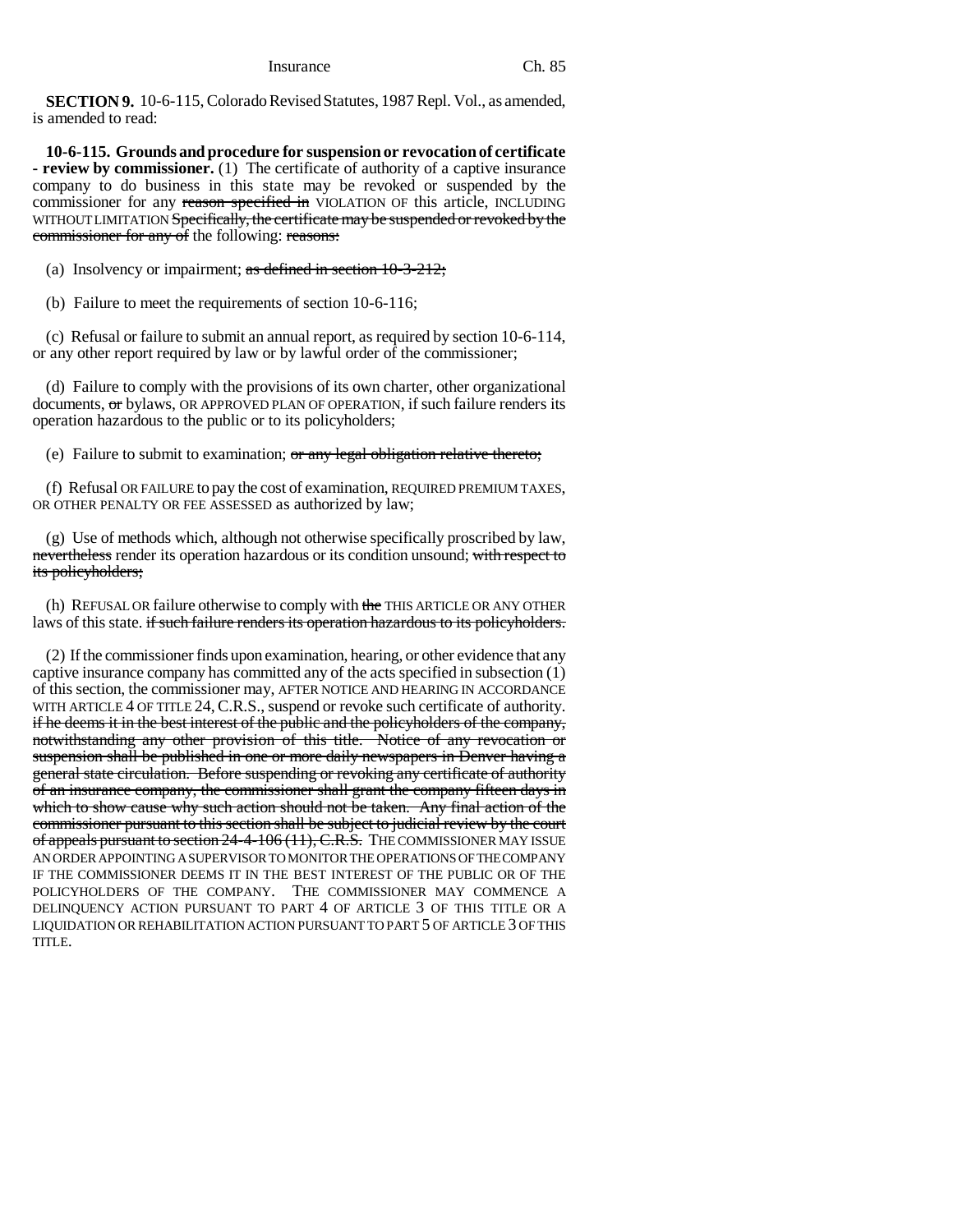**SECTION 9.** 10-6-115, Colorado Revised Statutes, 1987 Repl. Vol., as amended, is amended to read:

**10-6-115. Grounds and procedure for suspension or revocation of certificate - review by commissioner.** (1) The certificate of authority of a captive insurance company to do business in this state may be revoked or suspended by the commissioner for any ~~reason specified in~~ VIOLATION OF this article, INCLUDING WITHOUT LIMITATION ~~Specifically, the certificate may be suspended or revoked by the commissioner for any of~~ the following: ~~reasons:~~

(a) Insolvency or impairment; ~~as defined in section 10-3-212;~~

(b) Failure to meet the requirements of section 10-6-116;

(c) Refusal or failure to submit an annual report, as required by section 10-6-114, or any other report required by law or by lawful order of the commissioner;

(d) Failure to comply with the provisions of its own charter, other organizational documents, ~~or~~ bylaws, OR APPROVED PLAN OF OPERATION, if such failure renders its operation hazardous to the public or to its policyholders;

(e) Failure to submit to examination; ~~or any legal obligation relative thereto;~~

(f) Refusal OR FAILURE to pay the cost of examination, REQUIRED PREMIUM TAXES, OR OTHER PENALTY OR FEE ASSESSED as authorized by law;

(g) Use of methods which, although not otherwise specifically proscribed by law, ~~nevertheless~~ render its operation hazardous or its condition unsound; ~~with respect to its policyholders;~~

(h) REFUSAL OR failure otherwise to comply with ~~the~~ THIS ARTICLE OR ANY OTHER laws of this state. ~~if such failure renders its operation hazardous to its policyholders.~~

(2) If the commissioner finds upon examination, hearing, or other evidence that any captive insurance company has committed any of the acts specified in subsection (1) of this section, the commissioner may, AFTER NOTICE AND HEARING IN ACCORDANCE WITH ARTICLE 4 OF TITLE 24, C.R.S., suspend or revoke such certificate of authority. ~~if he deems it in the best interest of the public and the policyholders of the company, notwithstanding any other provision of this title. Notice of any revocation or suspension shall be published in one or more daily newspapers in Denver having a general state circulation. Before suspending or revoking any certificate of authority of an insurance company, the commissioner shall grant the company fifteen days in which to show cause why such action should not be taken. Any final action of the commissioner pursuant to this section shall be subject to judicial review by the court of appeals pursuant to section 24-4-106 (11), C.R.S.~~ THE COMMISSIONER MAY ISSUE AN ORDER APPOINTING A SUPERVISOR TO MONITOR THE OPERATIONS OF THE COMPANY IF THE COMMISSIONER DEEMS IT IN THE BEST INTEREST OF THE PUBLIC OR OF THE POLICYHOLDERS OF THE COMPANY. THE COMMISSIONER MAY COMMENCE A DELINQUENCY ACTION PURSUANT TO PART 4 OF ARTICLE 3 OF THIS TITLE OR A LIQUIDATION OR REHABILITATION ACTION PURSUANT TO PART 5 OF ARTICLE 3 OF THIS TITLE.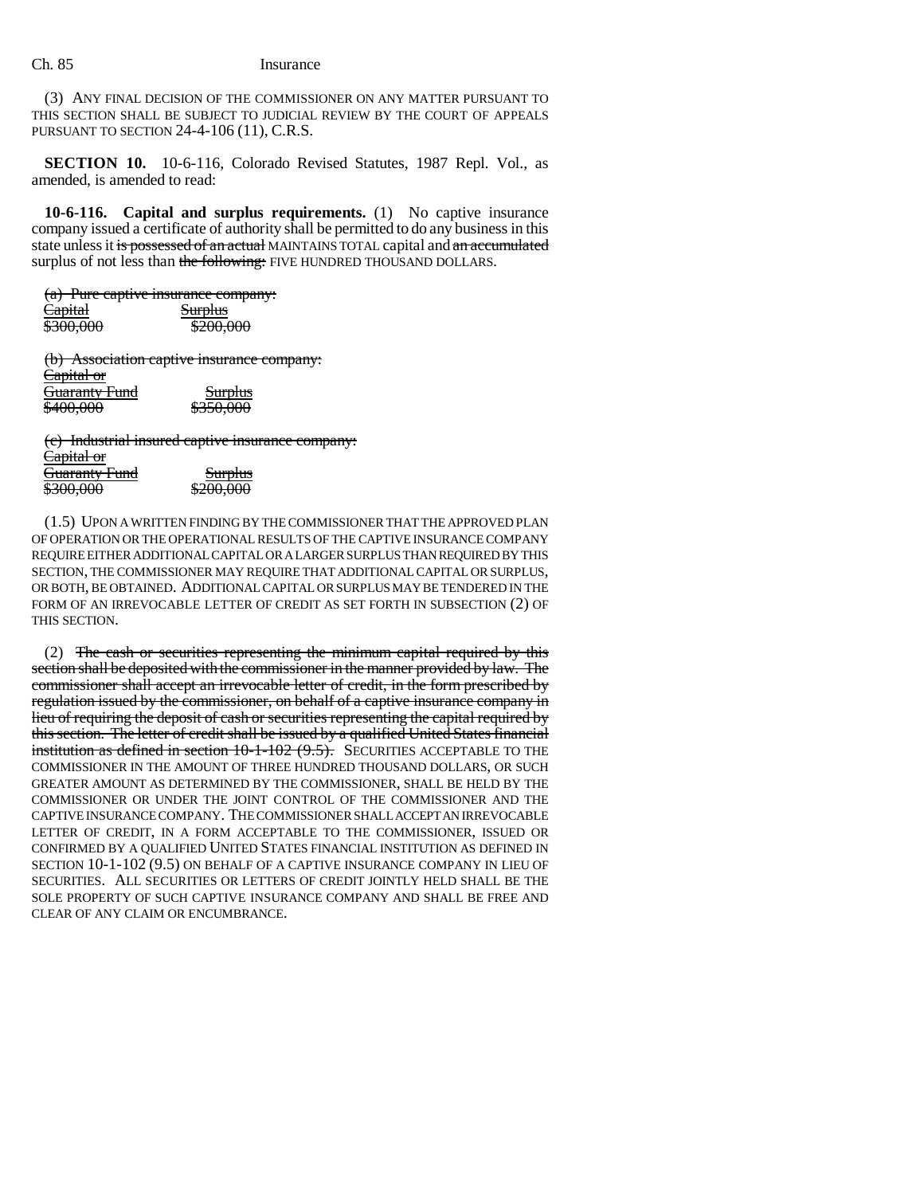(3) ANY FINAL DECISION OF THE COMMISSIONER ON ANY MATTER PURSUANT TO THIS SECTION SHALL BE SUBJECT TO JUDICIAL REVIEW BY THE COURT OF APPEALS PURSUANT TO SECTION 24-4-106 (11), C.R.S.

**SECTION 10.** 10-6-116, Colorado Revised Statutes, 1987 Repl. Vol., as amended, is amended to read:

**10-6-116. Capital and surplus requirements.** (1) No captive insurance company issued a certificate of authority shall be permitted to do any business in this state unless it ~~is possessed of an actual~~ MAINTAINS TOTAL capital and ~~an accumulated~~ surplus of not less than ~~the following:~~ FIVE HUNDRED THOUSAND DOLLARS.

~~(a) Pure captive insurance company:~~

| ~~Capital~~ | ~~Surplus~~ |
|---|---|
| ~~$300,000~~ | ~~$200,000~~ |

~~(b) Association captive insurance company:~~

| ~~Capital or Guaranty Fund~~ | ~~Surplus~~ |
|---|---|
| ~~$400,000~~ | ~~$350,000~~ |

~~(c) Industrial insured captive insurance company:~~

| ~~Capital or Guaranty Fund~~ | ~~Surplus~~ |
|---|---|
| ~~$300,000~~ | ~~$200,000~~ |

(1.5) UPON A WRITTEN FINDING BY THE COMMISSIONER THAT THE APPROVED PLAN OF OPERATION OR THE OPERATIONAL RESULTS OF THE CAPTIVE INSURANCE COMPANY REQUIRE EITHER ADDITIONAL CAPITAL OR A LARGER SURPLUS THAN REQUIRED BY THIS SECTION, THE COMMISSIONER MAY REQUIRE THAT ADDITIONAL CAPITAL OR SURPLUS, OR BOTH, BE OBTAINED. ADDITIONAL CAPITAL OR SURPLUS MAY BE TENDERED IN THE FORM OF AN IRREVOCABLE LETTER OF CREDIT AS SET FORTH IN SUBSECTION (2) OF THIS SECTION.

(2) ~~The cash or securities representing the minimum capital required by this section shall be deposited with the commissioner in the manner provided by law. The commissioner shall accept an irrevocable letter of credit, in the form prescribed by regulation issued by the commissioner, on behalf of a captive insurance company in lieu of requiring the deposit of cash or securities representing the capital required by this section. The letter of credit shall be issued by a qualified United States financial institution as defined in section 10-1-102 (9.5).~~ SECURITIES ACCEPTABLE TO THE COMMISSIONER IN THE AMOUNT OF THREE HUNDRED THOUSAND DOLLARS, OR SUCH GREATER AMOUNT AS DETERMINED BY THE COMMISSIONER, SHALL BE HELD BY THE COMMISSIONER OR UNDER THE JOINT CONTROL OF THE COMMISSIONER AND THE CAPTIVE INSURANCE COMPANY. THE COMMISSIONER SHALL ACCEPT AN IRREVOCABLE LETTER OF CREDIT, IN A FORM ACCEPTABLE TO THE COMMISSIONER, ISSUED OR CONFIRMED BY A QUALIFIED UNITED STATES FINANCIAL INSTITUTION AS DEFINED IN SECTION 10-1-102 (9.5) ON BEHALF OF A CAPTIVE INSURANCE COMPANY IN LIEU OF SECURITIES. ALL SECURITIES OR LETTERS OF CREDIT JOINTLY HELD SHALL BE THE SOLE PROPERTY OF SUCH CAPTIVE INSURANCE COMPANY AND SHALL BE FREE AND CLEAR OF ANY CLAIM OR ENCUMBRANCE.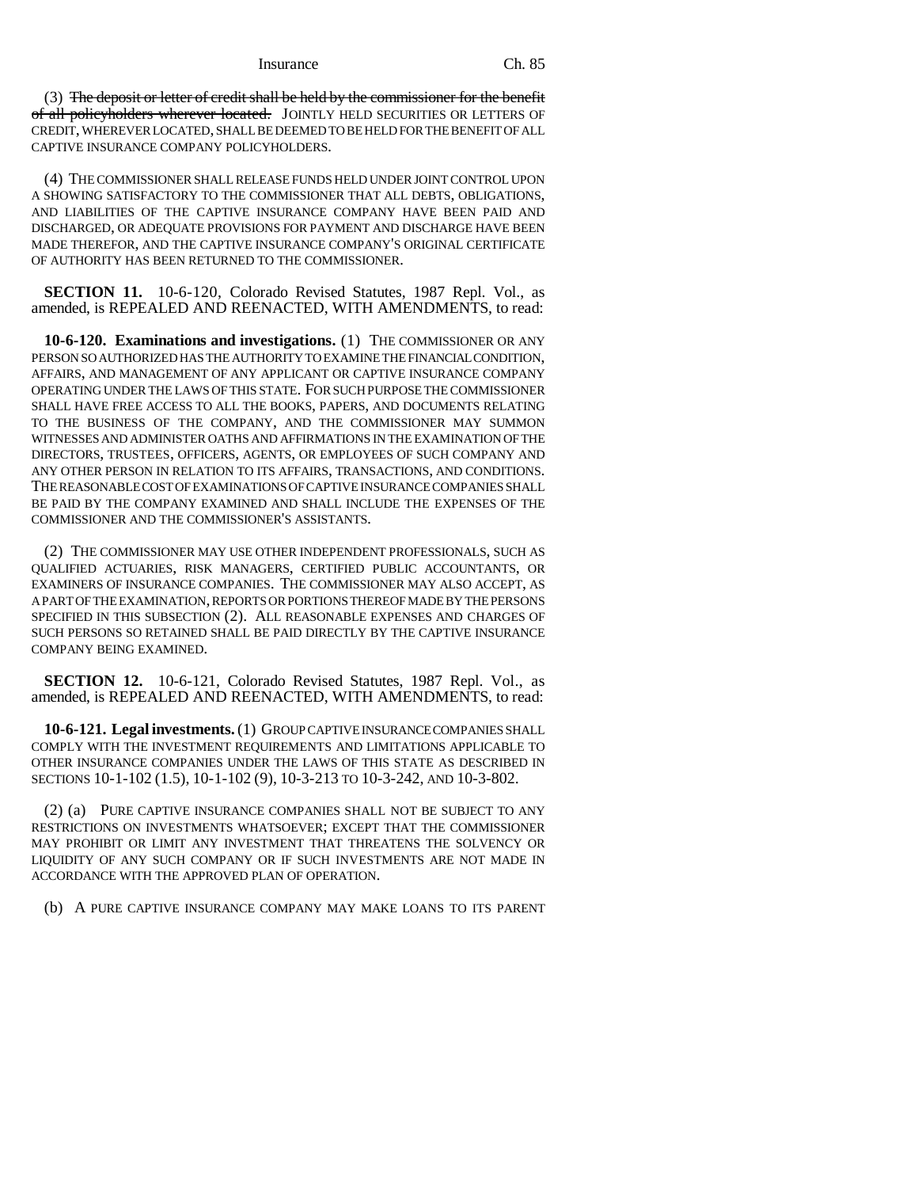(3) ~~The deposit or letter of credit shall be held by the commissioner for the benefit of all policyholders wherever located.~~ JOINTLY HELD SECURITIES OR LETTERS OF CREDIT, WHEREVER LOCATED, SHALL BE DEEMED TO BE HELD FOR THE BENEFIT OF ALL CAPTIVE INSURANCE COMPANY POLICYHOLDERS.

(4) THE COMMISSIONER SHALL RELEASE FUNDS HELD UNDER JOINT CONTROL UPON A SHOWING SATISFACTORY TO THE COMMISSIONER THAT ALL DEBTS, OBLIGATIONS, AND LIABILITIES OF THE CAPTIVE INSURANCE COMPANY HAVE BEEN PAID AND DISCHARGED, OR ADEQUATE PROVISIONS FOR PAYMENT AND DISCHARGE HAVE BEEN MADE THEREFOR, AND THE CAPTIVE INSURANCE COMPANY'S ORIGINAL CERTIFICATE OF AUTHORITY HAS BEEN RETURNED TO THE COMMISSIONER.

**SECTION 11.** 10-6-120, Colorado Revised Statutes, 1987 Repl. Vol., as amended, is REPEALED AND REENACTED, WITH AMENDMENTS, to read:

**10-6-120. Examinations and investigations.** (1) THE COMMISSIONER OR ANY PERSON SO AUTHORIZED HAS THE AUTHORITY TO EXAMINE THE FINANCIAL CONDITION, AFFAIRS, AND MANAGEMENT OF ANY APPLICANT OR CAPTIVE INSURANCE COMPANY OPERATING UNDER THE LAWS OF THIS STATE. FOR SUCH PURPOSE THE COMMISSIONER SHALL HAVE FREE ACCESS TO ALL THE BOOKS, PAPERS, AND DOCUMENTS RELATING TO THE BUSINESS OF THE COMPANY, AND THE COMMISSIONER MAY SUMMON WITNESSES AND ADMINISTER OATHS AND AFFIRMATIONS IN THE EXAMINATION OF THE DIRECTORS, TRUSTEES, OFFICERS, AGENTS, OR EMPLOYEES OF SUCH COMPANY AND ANY OTHER PERSON IN RELATION TO ITS AFFAIRS, TRANSACTIONS, AND CONDITIONS. THE REASONABLE COST OF EXAMINATIONS OF CAPTIVE INSURANCE COMPANIES SHALL BE PAID BY THE COMPANY EXAMINED AND SHALL INCLUDE THE EXPENSES OF THE COMMISSIONER AND THE COMMISSIONER'S ASSISTANTS.

(2) THE COMMISSIONER MAY USE OTHER INDEPENDENT PROFESSIONALS, SUCH AS QUALIFIED ACTUARIES, RISK MANAGERS, CERTIFIED PUBLIC ACCOUNTANTS, OR EXAMINERS OF INSURANCE COMPANIES. THE COMMISSIONER MAY ALSO ACCEPT, AS A PART OF THE EXAMINATION, REPORTS OR PORTIONS THEREOF MADE BY THE PERSONS SPECIFIED IN THIS SUBSECTION (2). ALL REASONABLE EXPENSES AND CHARGES OF SUCH PERSONS SO RETAINED SHALL BE PAID DIRECTLY BY THE CAPTIVE INSURANCE COMPANY BEING EXAMINED.

**SECTION 12.** 10-6-121, Colorado Revised Statutes, 1987 Repl. Vol., as amended, is REPEALED AND REENACTED, WITH AMENDMENTS, to read:

**10-6-121. Legal investments.** (1) GROUP CAPTIVE INSURANCE COMPANIES SHALL COMPLY WITH THE INVESTMENT REQUIREMENTS AND LIMITATIONS APPLICABLE TO OTHER INSURANCE COMPANIES UNDER THE LAWS OF THIS STATE AS DESCRIBED IN SECTIONS 10-1-102 (1.5), 10-1-102 (9), 10-3-213 TO 10-3-242, AND 10-3-802.

(2) (a) PURE CAPTIVE INSURANCE COMPANIES SHALL NOT BE SUBJECT TO ANY RESTRICTIONS ON INVESTMENTS WHATSOEVER; EXCEPT THAT THE COMMISSIONER MAY PROHIBIT OR LIMIT ANY INVESTMENT THAT THREATENS THE SOLVENCY OR LIQUIDITY OF ANY SUCH COMPANY OR IF SUCH INVESTMENTS ARE NOT MADE IN ACCORDANCE WITH THE APPROVED PLAN OF OPERATION.

(b) A PURE CAPTIVE INSURANCE COMPANY MAY MAKE LOANS TO ITS PARENT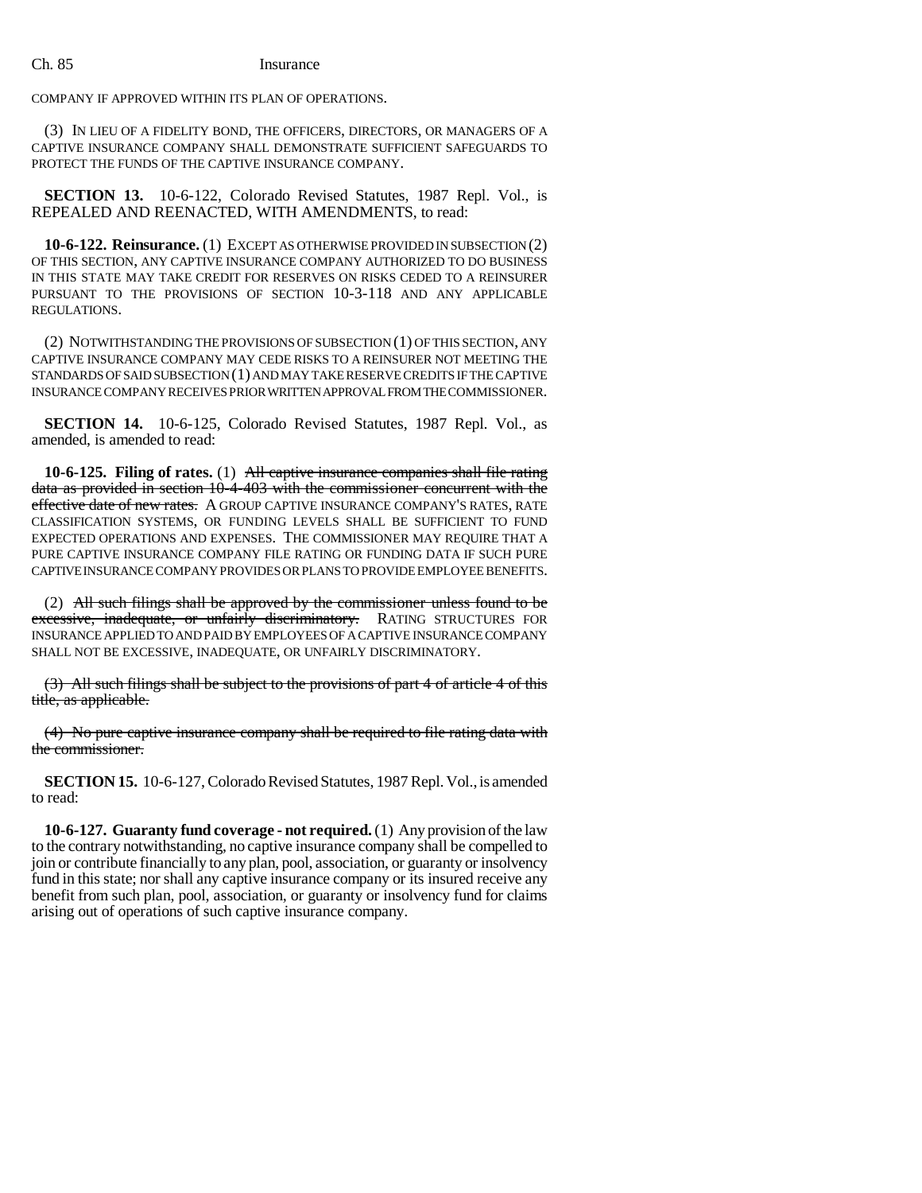COMPANY IF APPROVED WITHIN ITS PLAN OF OPERATIONS.

(3) IN LIEU OF A FIDELITY BOND, THE OFFICERS, DIRECTORS, OR MANAGERS OF A CAPTIVE INSURANCE COMPANY SHALL DEMONSTRATE SUFFICIENT SAFEGUARDS TO PROTECT THE FUNDS OF THE CAPTIVE INSURANCE COMPANY.

**SECTION 13.** 10-6-122, Colorado Revised Statutes, 1987 Repl. Vol., is REPEALED AND REENACTED, WITH AMENDMENTS, to read:

**10-6-122. Reinsurance.** (1) EXCEPT AS OTHERWISE PROVIDED IN SUBSECTION (2) OF THIS SECTION, ANY CAPTIVE INSURANCE COMPANY AUTHORIZED TO DO BUSINESS IN THIS STATE MAY TAKE CREDIT FOR RESERVES ON RISKS CEDED TO A REINSURER PURSUANT TO THE PROVISIONS OF SECTION 10-3-118 AND ANY APPLICABLE REGULATIONS.

(2) NOTWITHSTANDING THE PROVISIONS OF SUBSECTION (1) OF THIS SECTION, ANY CAPTIVE INSURANCE COMPANY MAY CEDE RISKS TO A REINSURER NOT MEETING THE STANDARDS OF SAID SUBSECTION (1) AND MAY TAKE RESERVE CREDITS IF THE CAPTIVE INSURANCE COMPANY RECEIVES PRIOR WRITTEN APPROVAL FROM THE COMMISSIONER.

**SECTION 14.** 10-6-125, Colorado Revised Statutes, 1987 Repl. Vol., as amended, is amended to read:

**10-6-125. Filing of rates.** (1) ~~All captive insurance companies shall file rating data as provided in section 10-4-403 with the commissioner concurrent with the effective date of new rates.~~ A GROUP CAPTIVE INSURANCE COMPANY'S RATES, RATE CLASSIFICATION SYSTEMS, OR FUNDING LEVELS SHALL BE SUFFICIENT TO FUND EXPECTED OPERATIONS AND EXPENSES. THE COMMISSIONER MAY REQUIRE THAT A PURE CAPTIVE INSURANCE COMPANY FILE RATING OR FUNDING DATA IF SUCH PURE CAPTIVE INSURANCE COMPANY PROVIDES OR PLANS TO PROVIDE EMPLOYEE BENEFITS.

(2) ~~All such filings shall be approved by the commissioner unless found to be excessive, inadequate, or unfairly discriminatory.~~ RATING STRUCTURES FOR INSURANCE APPLIED TO AND PAID BY EMPLOYEES OF A CAPTIVE INSURANCE COMPANY SHALL NOT BE EXCESSIVE, INADEQUATE, OR UNFAIRLY DISCRIMINATORY.

~~(3) All such filings shall be subject to the provisions of part 4 of article 4 of this title, as applicable.~~

~~(4) No pure captive insurance company shall be required to file rating data with the commissioner.~~

**SECTION 15.** 10-6-127, Colorado Revised Statutes, 1987 Repl. Vol., is amended to read:

**10-6-127. Guaranty fund coverage - not required.** (1) Any provision of the law to the contrary notwithstanding, no captive insurance company shall be compelled to join or contribute financially to any plan, pool, association, or guaranty or insolvency fund in this state; nor shall any captive insurance company or its insured receive any benefit from such plan, pool, association, or guaranty or insolvency fund for claims arising out of operations of such captive insurance company.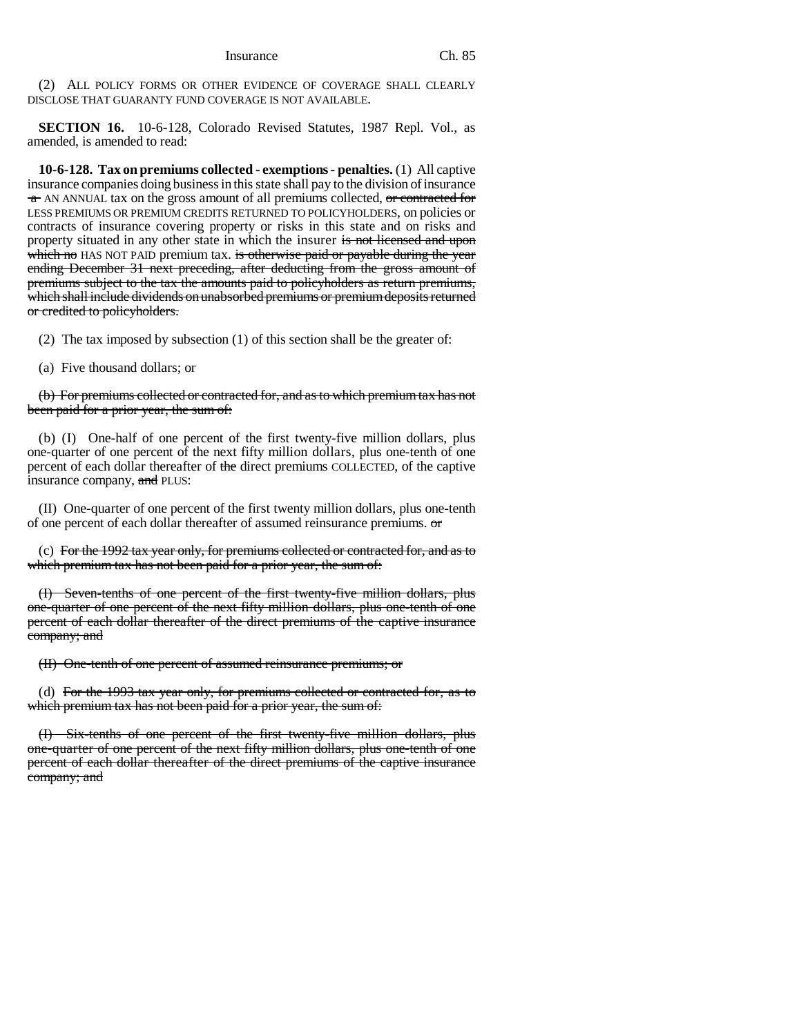(2) ALL POLICY FORMS OR OTHER EVIDENCE OF COVERAGE SHALL CLEARLY DISCLOSE THAT GUARANTY FUND COVERAGE IS NOT AVAILABLE.

**SECTION 16.** 10-6-128, Colorado Revised Statutes, 1987 Repl. Vol., as amended, is amended to read:

**10-6-128. Tax on premiums collected - exemptions - penalties.** (1) All captive insurance companies doing business in this state shall pay to the division of insurance ~~a~~ AN ANNUAL tax on the gross amount of all premiums collected, ~~or contracted for~~ LESS PREMIUMS OR PREMIUM CREDITS RETURNED TO POLICYHOLDERS, on policies or contracts of insurance covering property or risks in this state and on risks and property situated in any other state in which the insurer ~~is not licensed and upon which no~~ HAS NOT PAID premium tax. ~~is otherwise paid or payable during the year ending December 31 next preceding, after deducting from the gross amount of premiums subject to the tax the amounts paid to policyholders as return premiums, which shall include dividends on unabsorbed premiums or premium deposits returned or credited to policyholders.~~

(2) The tax imposed by subsection (1) of this section shall be the greater of:

(a) Five thousand dollars; or

~~(b) For premiums collected or contracted for, and as to which premium tax has not been paid for a prior year, the sum of:~~

(b) (I) One-half of one percent of the first twenty-five million dollars, plus one-quarter of one percent of the next fifty million dollars, plus one-tenth of one percent of each dollar thereafter of ~~the~~ direct premiums COLLECTED, of the captive insurance company, ~~and~~ PLUS:

(II) One-quarter of one percent of the first twenty million dollars, plus one-tenth of one percent of each dollar thereafter of assumed reinsurance premiums. ~~or~~

(c) ~~For the 1992 tax year only, for premiums collected or contracted for, and as to which premium tax has not been paid for a prior year, the sum of:~~

~~(I) Seven-tenths of one percent of the first twenty-five million dollars, plus one-quarter of one percent of the next fifty million dollars, plus one-tenth of one percent of each dollar thereafter of the direct premiums of the captive insurance company; and~~

~~(II) One-tenth of one percent of assumed reinsurance premiums; or~~

(d) ~~For the 1993 tax year only, for premiums collected or contracted for, as to which premium tax has not been paid for a prior year, the sum of:~~

~~(I) Six-tenths of one percent of the first twenty-five million dollars, plus one-quarter of one percent of the next fifty million dollars, plus one-tenth of one percent of each dollar thereafter of the direct premiums of the captive insurance company; and~~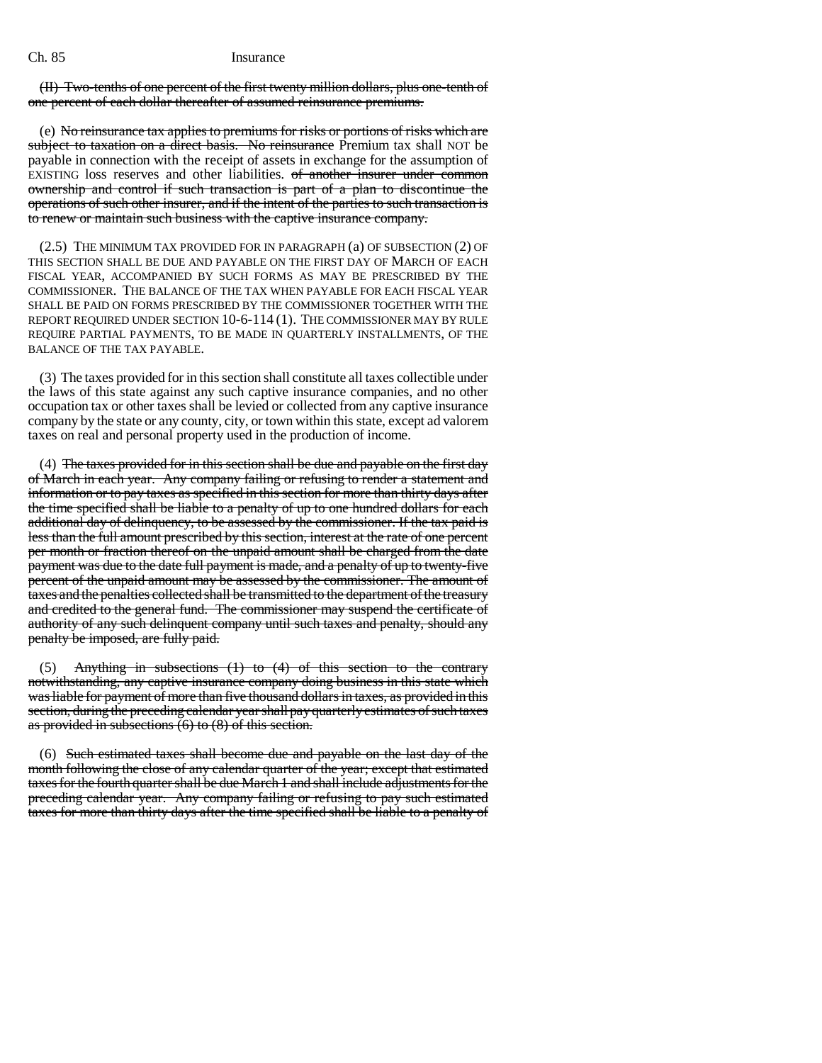(II) ~~Two-tenths of one percent of the first twenty million dollars, plus one-tenth of one percent of each dollar thereafter of assumed reinsurance premiums.~~

(e) ~~No reinsurance tax applies to premiums for risks or portions of risks which are subject to taxation on a direct basis. No reinsurance~~ Premium tax shall NOT be payable in connection with the receipt of assets in exchange for the assumption of EXISTING loss reserves and other liabilities. ~~of another insurer under common ownership and control if such transaction is part of a plan to discontinue the operations of such other insurer, and if the intent of the parties to such transaction is to renew or maintain such business with the captive insurance company.~~

(2.5) THE MINIMUM TAX PROVIDED FOR IN PARAGRAPH (a) OF SUBSECTION (2) OF THIS SECTION SHALL BE DUE AND PAYABLE ON THE FIRST DAY OF MARCH OF EACH FISCAL YEAR, ACCOMPANIED BY SUCH FORMS AS MAY BE PRESCRIBED BY THE COMMISSIONER. THE BALANCE OF THE TAX WHEN PAYABLE FOR EACH FISCAL YEAR SHALL BE PAID ON FORMS PRESCRIBED BY THE COMMISSIONER TOGETHER WITH THE REPORT REQUIRED UNDER SECTION 10-6-114 (1). THE COMMISSIONER MAY BY RULE REQUIRE PARTIAL PAYMENTS, TO BE MADE IN QUARTERLY INSTALLMENTS, OF THE BALANCE OF THE TAX PAYABLE.

(3) The taxes provided for in this section shall constitute all taxes collectible under the laws of this state against any such captive insurance companies, and no other occupation tax or other taxes shall be levied or collected from any captive insurance company by the state or any county, city, or town within this state, except ad valorem taxes on real and personal property used in the production of income.

(4) ~~The taxes provided for in this section shall be due and payable on the first day of March in each year. Any company failing or refusing to render a statement and information or to pay taxes as specified in this section for more than thirty days after the time specified shall be liable to a penalty of up to one hundred dollars for each additional day of delinquency, to be assessed by the commissioner. If the tax paid is less than the full amount prescribed by this section, interest at the rate of one percent per month or fraction thereof on the unpaid amount shall be charged from the date payment was due to the date full payment is made, and a penalty of up to twenty-five percent of the unpaid amount may be assessed by the commissioner. The amount of taxes and the penalties collected shall be transmitted to the department of the treasury and credited to the general fund. The commissioner may suspend the certificate of authority of any such delinquent company until such taxes and penalty, should any penalty be imposed, are fully paid.~~

(5) ~~Anything in subsections (1) to (4) of this section to the contrary notwithstanding, any captive insurance company doing business in this state which was liable for payment of more than five thousand dollars in taxes, as provided in this section, during the preceding calendar year shall pay quarterly estimates of such taxes as provided in subsections (6) to (8) of this section.~~

(6) ~~Such estimated taxes shall become due and payable on the last day of the month following the close of any calendar quarter of the year; except that estimated taxes for the fourth quarter shall be due March 1 and shall include adjustments for the preceding calendar year. Any company failing or refusing to pay such estimated taxes for more than thirty days after the time specified shall be liable to a penalty of~~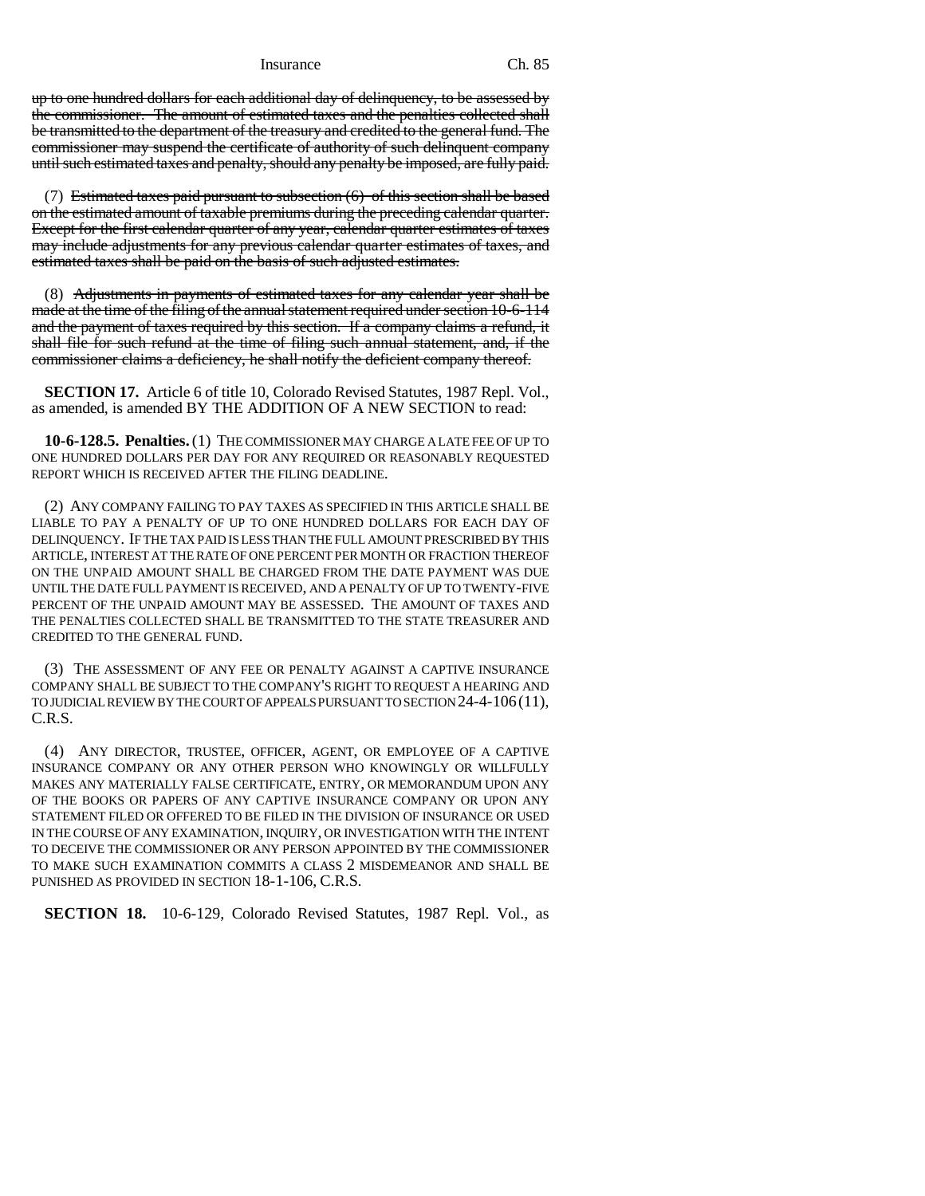~~up to one hundred dollars for each additional day of delinquency, to be assessed by the commissioner. The amount of estimated taxes and the penalties collected shall be transmitted to the department of the treasury and credited to the general fund. The commissioner may suspend the certificate of authority of such delinquent company until such estimated taxes and penalty, should any penalty be imposed, are fully paid.~~

(7) ~~Estimated taxes paid pursuant to subsection (6) of this section shall be based on the estimated amount of taxable premiums during the preceding calendar quarter. Except for the first calendar quarter of any year, calendar quarter estimates of taxes may include adjustments for any previous calendar quarter estimates of taxes, and estimated taxes shall be paid on the basis of such adjusted estimates.~~

(8) ~~Adjustments in payments of estimated taxes for any calendar year shall be made at the time of the filing of the annual statement required under section 10-6-114 and the payment of taxes required by this section. If a company claims a refund, it shall file for such refund at the time of filing such annual statement, and, if the commissioner claims a deficiency, he shall notify the deficient company thereof.~~

**SECTION 17.** Article 6 of title 10, Colorado Revised Statutes, 1987 Repl. Vol., as amended, is amended BY THE ADDITION OF A NEW SECTION to read:

**10-6-128.5. Penalties.** (1) THE COMMISSIONER MAY CHARGE A LATE FEE OF UP TO ONE HUNDRED DOLLARS PER DAY FOR ANY REQUIRED OR REASONABLY REQUESTED REPORT WHICH IS RECEIVED AFTER THE FILING DEADLINE.

(2) ANY COMPANY FAILING TO PAY TAXES AS SPECIFIED IN THIS ARTICLE SHALL BE LIABLE TO PAY A PENALTY OF UP TO ONE HUNDRED DOLLARS FOR EACH DAY OF DELINQUENCY. IF THE TAX PAID IS LESS THAN THE FULL AMOUNT PRESCRIBED BY THIS ARTICLE, INTEREST AT THE RATE OF ONE PERCENT PER MONTH OR FRACTION THEREOF ON THE UNPAID AMOUNT SHALL BE CHARGED FROM THE DATE PAYMENT WAS DUE UNTIL THE DATE FULL PAYMENT IS RECEIVED, AND A PENALTY OF UP TO TWENTY-FIVE PERCENT OF THE UNPAID AMOUNT MAY BE ASSESSED. THE AMOUNT OF TAXES AND THE PENALTIES COLLECTED SHALL BE TRANSMITTED TO THE STATE TREASURER AND CREDITED TO THE GENERAL FUND.

(3) THE ASSESSMENT OF ANY FEE OR PENALTY AGAINST A CAPTIVE INSURANCE COMPANY SHALL BE SUBJECT TO THE COMPANY'S RIGHT TO REQUEST A HEARING AND TO JUDICIAL REVIEW BY THE COURT OF APPEALS PURSUANT TO SECTION 24-4-106 (11), C.R.S.

(4) ANY DIRECTOR, TRUSTEE, OFFICER, AGENT, OR EMPLOYEE OF A CAPTIVE INSURANCE COMPANY OR ANY OTHER PERSON WHO KNOWINGLY OR WILLFULLY MAKES ANY MATERIALLY FALSE CERTIFICATE, ENTRY, OR MEMORANDUM UPON ANY OF THE BOOKS OR PAPERS OF ANY CAPTIVE INSURANCE COMPANY OR UPON ANY STATEMENT FILED OR OFFERED TO BE FILED IN THE DIVISION OF INSURANCE OR USED IN THE COURSE OF ANY EXAMINATION, INQUIRY, OR INVESTIGATION WITH THE INTENT TO DECEIVE THE COMMISSIONER OR ANY PERSON APPOINTED BY THE COMMISSIONER TO MAKE SUCH EXAMINATION COMMITS A CLASS 2 MISDEMEANOR AND SHALL BE PUNISHED AS PROVIDED IN SECTION 18-1-106, C.R.S.

**SECTION 18.** 10-6-129, Colorado Revised Statutes, 1987 Repl. Vol., as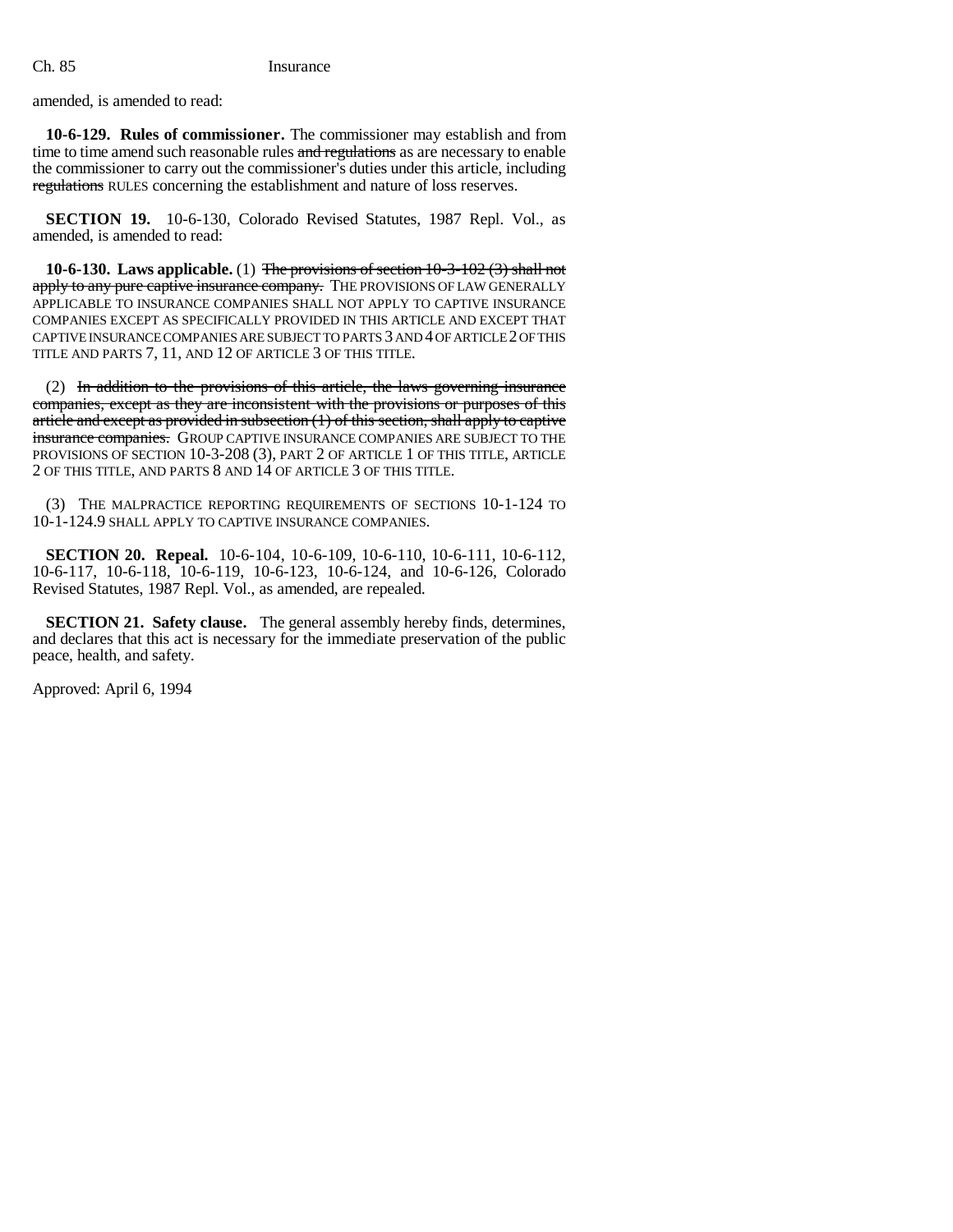amended, is amended to read:

**10-6-129. Rules of commissioner.** The commissioner may establish and from time to time amend such reasonable rules ~~and regulations~~ as are necessary to enable the commissioner to carry out the commissioner's duties under this article, including ~~regulations~~ RULES concerning the establishment and nature of loss reserves.

**SECTION 19.** 10-6-130, Colorado Revised Statutes, 1987 Repl. Vol., as amended, is amended to read:

**10-6-130. Laws applicable.** (1) ~~The provisions of section 10-3-102 (3) shall not apply to any pure captive insurance company.~~ THE PROVISIONS OF LAW GENERALLY APPLICABLE TO INSURANCE COMPANIES SHALL NOT APPLY TO CAPTIVE INSURANCE COMPANIES EXCEPT AS SPECIFICALLY PROVIDED IN THIS ARTICLE AND EXCEPT THAT CAPTIVE INSURANCE COMPANIES ARE SUBJECT TO PARTS 3 AND 4 OF ARTICLE 2 OF THIS TITLE AND PARTS 7, 11, AND 12 OF ARTICLE 3 OF THIS TITLE.

(2) ~~In addition to the provisions of this article, the laws governing insurance companies, except as they are inconsistent with the provisions or purposes of this article and except as provided in subsection (1) of this section, shall apply to captive insurance companies.~~ GROUP CAPTIVE INSURANCE COMPANIES ARE SUBJECT TO THE PROVISIONS OF SECTION 10-3-208 (3), PART 2 OF ARTICLE 1 OF THIS TITLE, ARTICLE 2 OF THIS TITLE, AND PARTS 8 AND 14 OF ARTICLE 3 OF THIS TITLE.

(3) THE MALPRACTICE REPORTING REQUIREMENTS OF SECTIONS 10-1-124 TO 10-1-124.9 SHALL APPLY TO CAPTIVE INSURANCE COMPANIES.

**SECTION 20. Repeal.** 10-6-104, 10-6-109, 10-6-110, 10-6-111, 10-6-112, 10-6-117, 10-6-118, 10-6-119, 10-6-123, 10-6-124, and 10-6-126, Colorado Revised Statutes, 1987 Repl. Vol., as amended, are repealed.

**SECTION 21. Safety clause.** The general assembly hereby finds, determines, and declares that this act is necessary for the immediate preservation of the public peace, health, and safety.

Approved: April 6, 1994